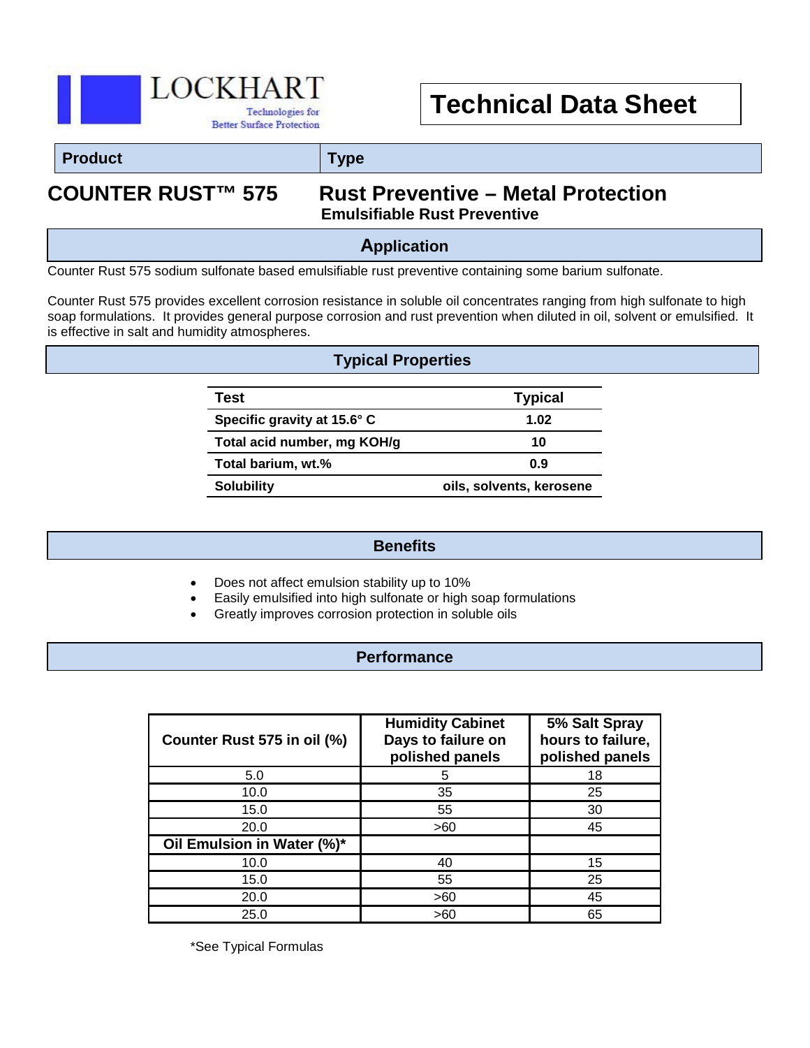LOCKHART

Technologies for Better Surface Protection

# Technical Data Sheet

| Product | Type |
| --- | --- |

## COUNTER RUST™ 575 — Rust Preventive – Metal Protection

**Emulsifiable Rust Preventive**

## Application

Counter Rust 575 sodium sulfonate based emulsifiable rust preventive containing some barium sulfonate.

Counter Rust 575 provides excellent corrosion resistance in soluble oil concentrates ranging from high sulfonate to high soap formulations. It provides general purpose corrosion and rust prevention when diluted in oil, solvent or emulsified. It is effective in salt and humidity atmospheres.

## Typical Properties

| Test | Typical |
| --- | --- |
| **Specific gravity at 15.6° C** | **1.02** |
| **Total acid number, mg KOH/g** | **10** |
| **Total barium, wt.%** | **0.9** |
| **Solubility** | **oils, solvents, kerosene** |

## Benefits

- Does not affect emulsion stability up to 10%
- Easily emulsified into high sulfonate or high soap formulations
- Greatly improves corrosion protection in soluble oils

## Performance

| Counter Rust 575 in oil (%) | Humidity Cabinet Days to failure on polished panels | 5% Salt Spray hours to failure, polished panels |
| --- | --- | --- |
| 5.0 | 5 | 18 |
| 10.0 | 35 | 25 |
| 15.0 | 55 | 30 |
| 20.0 | >60 | 45 |
| **Oil Emulsion in Water (%)*** | | |
| 10.0 | 40 | 15 |
| 15.0 | 55 | 25 |
| 20.0 | >60 | 45 |
| 25.0 | >60 | 65 |

*See Typical Formulas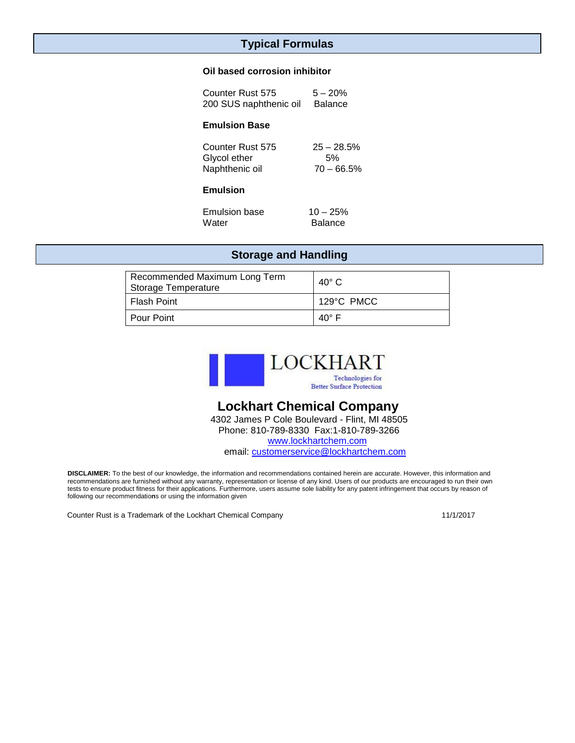## Typical Formulas

**Oil based corrosion inhibitor**

| | |
|---|---|
| Counter Rust 575 | 5 – 20% |
| 200 SUS naphthenic oil | Balance |

**Emulsion Base**

| | |
|---|---|
| Counter Rust 575 | 25 – 28.5% |
| Glycol ether | 5% |
| Naphthenic oil | 70 – 66.5% |

**Emulsion**

| | |
|---|---|
| Emulsion base | 10 – 25% |
| Water | Balance |

## Storage and Handling

| | |
|---|---|
| Recommended Maximum Long Term Storage Temperature | 40° C |
| Flash Point | 129°C PMCC |
| Pour Point | 40° F |

LOCKHART

Technologies for Better Surface Protection

### Lockhart Chemical Company

4302 James P Cole Boulevard - Flint, MI 48505
Phone: 810-789-8330 Fax:1-810-789-3266
www.lockhartchem.com
email: customerservice@lockhartchem.com

**DISCLAIMER:** To the best of our knowledge, the information and recommendations contained herein are accurate. However, this information and recommendations are furnished without any warranty, representation or license of any kind. Users of our products are encouraged to run their own tests to ensure product fitness for their applications. Furthermore, users assume sole liability for any patent infringement that occurs by reason of following our recommendations or using the information given

Counter Rust is a Trademark of the Lockhart Chemical Company 11/1/2017